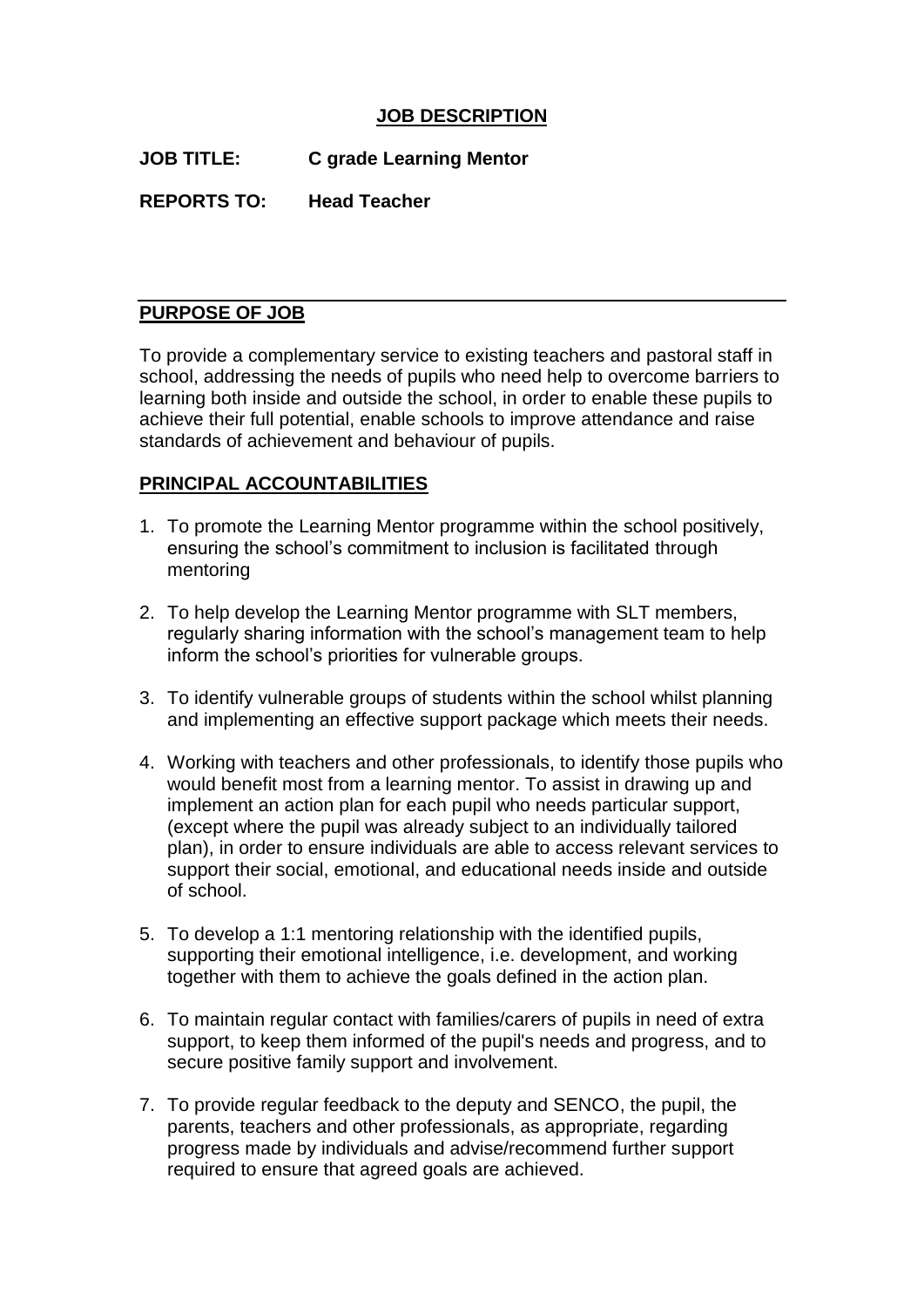# JOB DESCRIPTION

**JOB TITLE:** **C grade Learning Mentor**

**REPORTS TO:** **Head Teacher**

## PURPOSE OF JOB

To provide a complementary service to existing teachers and pastoral staff in school, addressing the needs of pupils who need help to overcome barriers to learning both inside and outside the school, in order to enable these pupils to achieve their full potential, enable schools to improve attendance and raise standards of achievement and behaviour of pupils.

## PRINCIPAL ACCOUNTABILITIES

1. To promote the Learning Mentor programme within the school positively, ensuring the school's commitment to inclusion is facilitated through mentoring

2. To help develop the Learning Mentor programme with SLT members, regularly sharing information with the school's management team to help inform the school's priorities for vulnerable groups.

3. To identify vulnerable groups of students within the school whilst planning and implementing an effective support package which meets their needs.

4. Working with teachers and other professionals, to identify those pupils who would benefit most from a learning mentor. To assist in drawing up and implement an action plan for each pupil who needs particular support, (except where the pupil was already subject to an individually tailored plan), in order to ensure individuals are able to access relevant services to support their social, emotional, and educational needs inside and outside of school.

5. To develop a 1:1 mentoring relationship with the identified pupils, supporting their emotional intelligence, i.e. development, and working together with them to achieve the goals defined in the action plan.

6. To maintain regular contact with families/carers of pupils in need of extra support, to keep them informed of the pupil's needs and progress, and to secure positive family support and involvement.

7. To provide regular feedback to the deputy and SENCO, the pupil, the parents, teachers and other professionals, as appropriate, regarding progress made by individuals and advise/recommend further support required to ensure that agreed goals are achieved.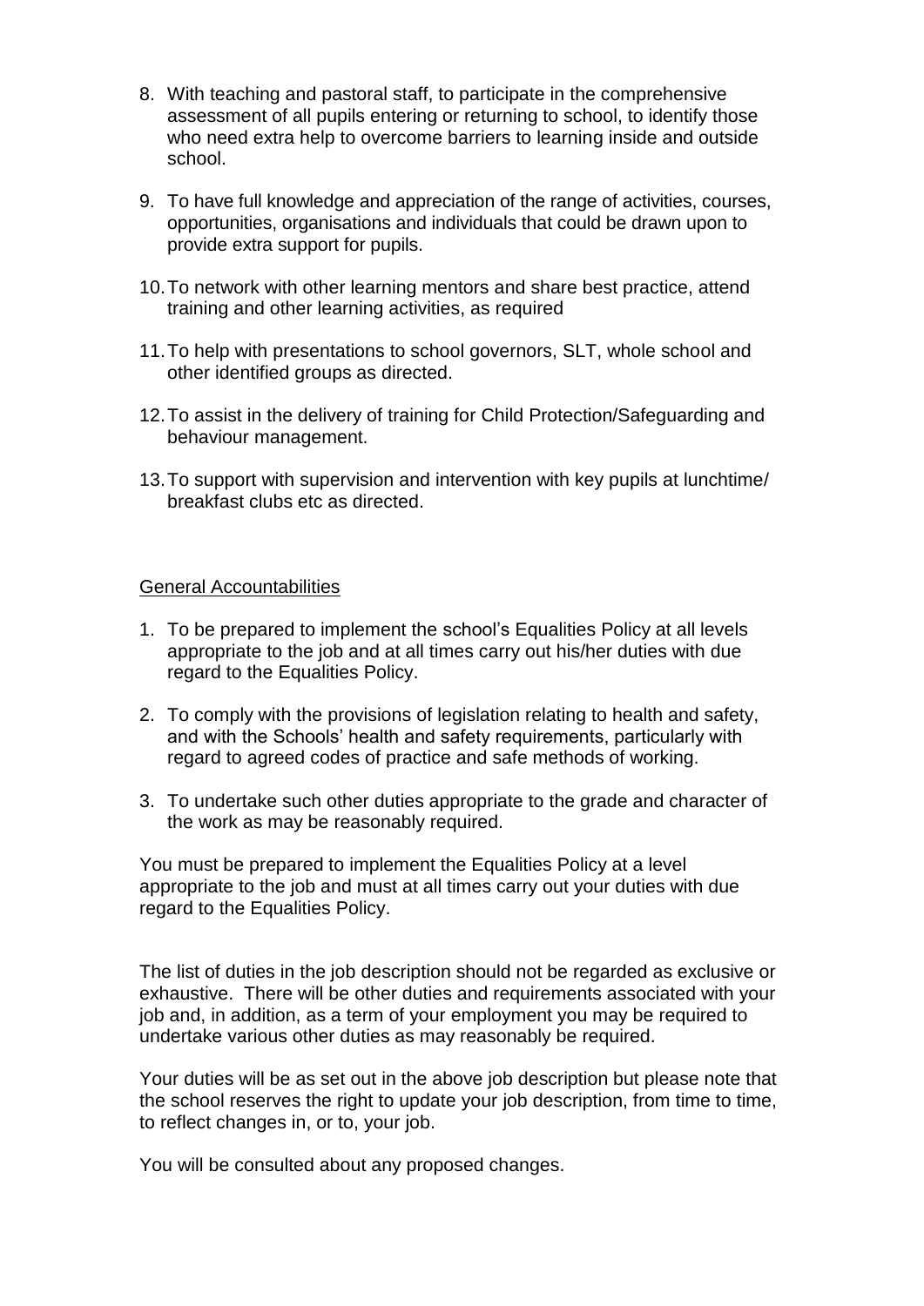8. With teaching and pastoral staff, to participate in the comprehensive assessment of all pupils entering or returning to school, to identify those who need extra help to overcome barriers to learning inside and outside school.

9. To have full knowledge and appreciation of the range of activities, courses, opportunities, organisations and individuals that could be drawn upon to provide extra support for pupils.

10. To network with other learning mentors and share best practice, attend training and other learning activities, as required

11. To help with presentations to school governors, SLT, whole school and other identified groups as directed.

12. To assist in the delivery of training for Child Protection/Safeguarding and behaviour management.

13. To support with supervision and intervention with key pupils at lunchtime/ breakfast clubs etc as directed.

<u>General Accountabilities</u>

1. To be prepared to implement the school's Equalities Policy at all levels appropriate to the job and at all times carry out his/her duties with due regard to the Equalities Policy.

2. To comply with the provisions of legislation relating to health and safety, and with the Schools' health and safety requirements, particularly with regard to agreed codes of practice and safe methods of working.

3. To undertake such other duties appropriate to the grade and character of the work as may be reasonably required.

You must be prepared to implement the Equalities Policy at a level appropriate to the job and must at all times carry out your duties with due regard to the Equalities Policy.

The list of duties in the job description should not be regarded as exclusive or exhaustive. There will be other duties and requirements associated with your job and, in addition, as a term of your employment you may be required to undertake various other duties as may reasonably be required.

Your duties will be as set out in the above job description but please note that the school reserves the right to update your job description, from time to time, to reflect changes in, or to, your job.

You will be consulted about any proposed changes.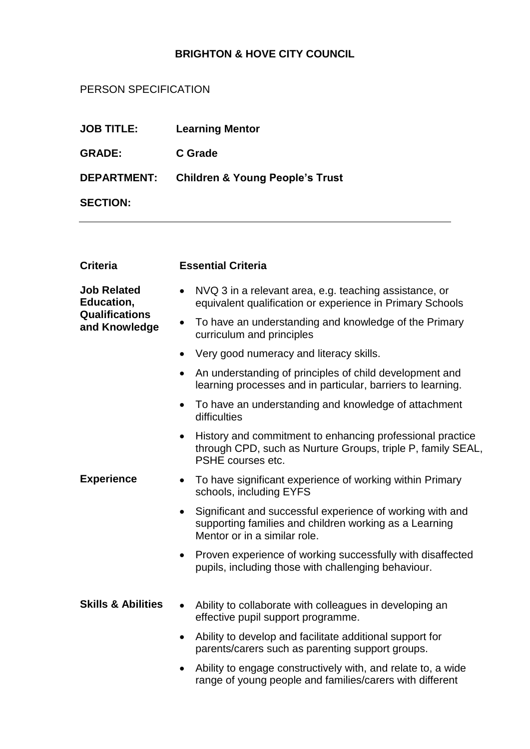**BRIGHTON & HOVE CITY COUNCIL**

PERSON SPECIFICATION

**JOB TITLE:** **Learning Mentor**

**GRADE:** **C Grade**

**DEPARTMENT:** **Children & Young People's Trust**

**SECTION:**

---

| Criteria | Essential Criteria |
|---|---|
| **Job Related Education, Qualifications and Knowledge** | • NVQ 3 in a relevant area, e.g. teaching assistance, or equivalent qualification or experience in Primary Schools<br>• To have an understanding and knowledge of the Primary curriculum and principles<br>• Very good numeracy and literacy skills.<br>• An understanding of principles of child development and learning processes and in particular, barriers to learning.<br>• To have an understanding and knowledge of attachment difficulties<br>• History and commitment to enhancing professional practice through CPD, such as Nurture Groups, triple P, family SEAL, PSHE courses etc. |
| **Experience** | • To have significant experience of working within Primary schools, including EYFS<br>• Significant and successful experience of working with and supporting families and children working as a Learning Mentor or in a similar role.<br>• Proven experience of working successfully with disaffected pupils, including those with challenging behaviour. |
| **Skills & Abilities** | • Ability to collaborate with colleagues in developing an effective pupil support programme.<br>• Ability to develop and facilitate additional support for parents/carers such as parenting support groups.<br>• Ability to engage constructively with, and relate to, a wide range of young people and families/carers with different |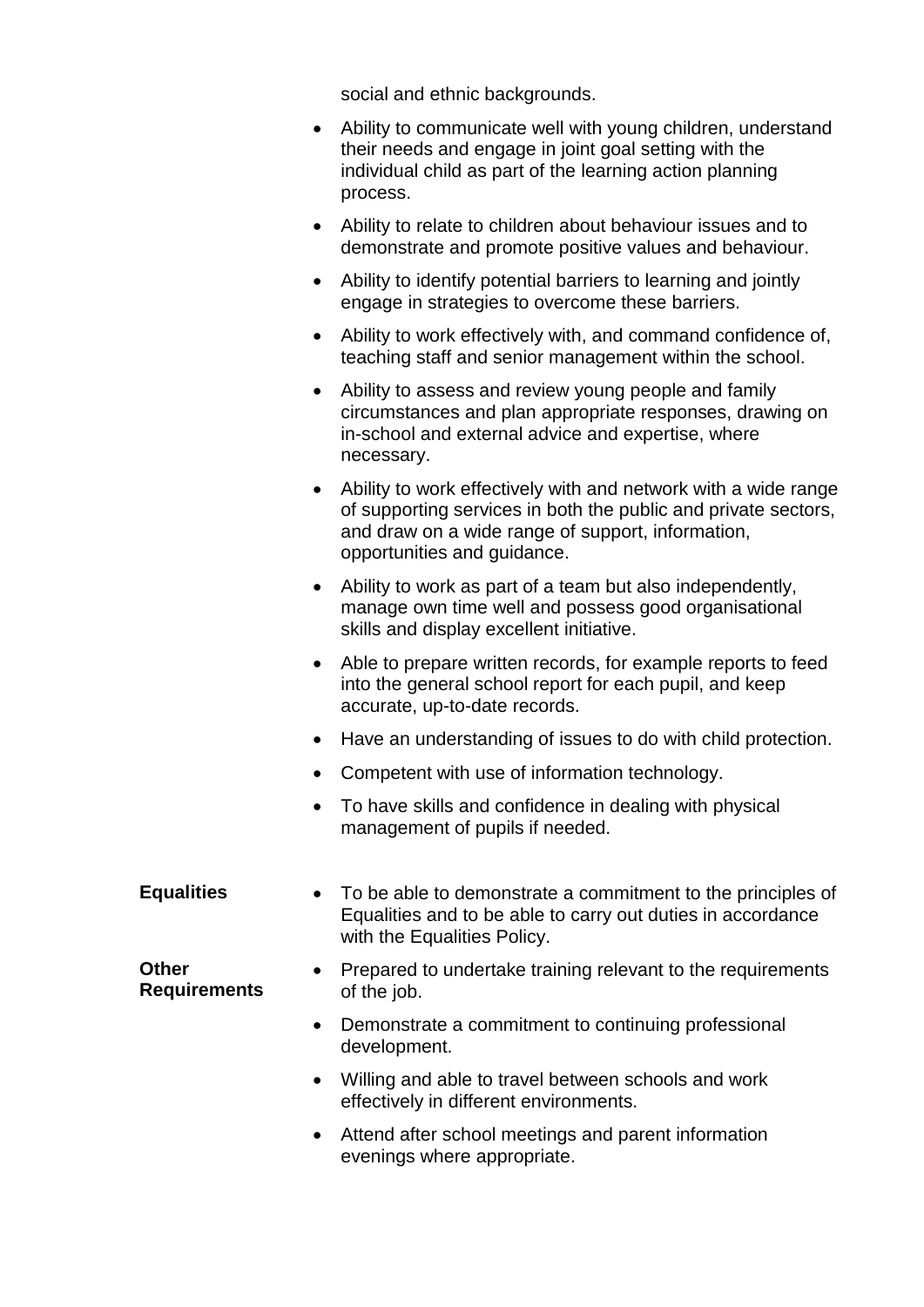social and ethnic backgrounds.

- Ability to communicate well with young children, understand their needs and engage in joint goal setting with the individual child as part of the learning action planning process.
- Ability to relate to children about behaviour issues and to demonstrate and promote positive values and behaviour.
- Ability to identify potential barriers to learning and jointly engage in strategies to overcome these barriers.
- Ability to work effectively with, and command confidence of, teaching staff and senior management within the school.
- Ability to assess and review young people and family circumstances and plan appropriate responses, drawing on in-school and external advice and expertise, where necessary.
- Ability to work effectively with and network with a wide range of supporting services in both the public and private sectors, and draw on a wide range of support, information, opportunities and guidance.
- Ability to work as part of a team but also independently, manage own time well and possess good organisational skills and display excellent initiative.
- Able to prepare written records, for example reports to feed into the general school report for each pupil, and keep accurate, up-to-date records.
- Have an understanding of issues to do with child protection.
- Competent with use of information technology.
- To have skills and confidence in dealing with physical management of pupils if needed.

**Equalities**

- To be able to demonstrate a commitment to the principles of Equalities and to be able to carry out duties in accordance with the Equalities Policy.

**Other Requirements**

- Prepared to undertake training relevant to the requirements of the job.
- Demonstrate a commitment to continuing professional development.
- Willing and able to travel between schools and work effectively in different environments.
- Attend after school meetings and parent information evenings where appropriate.